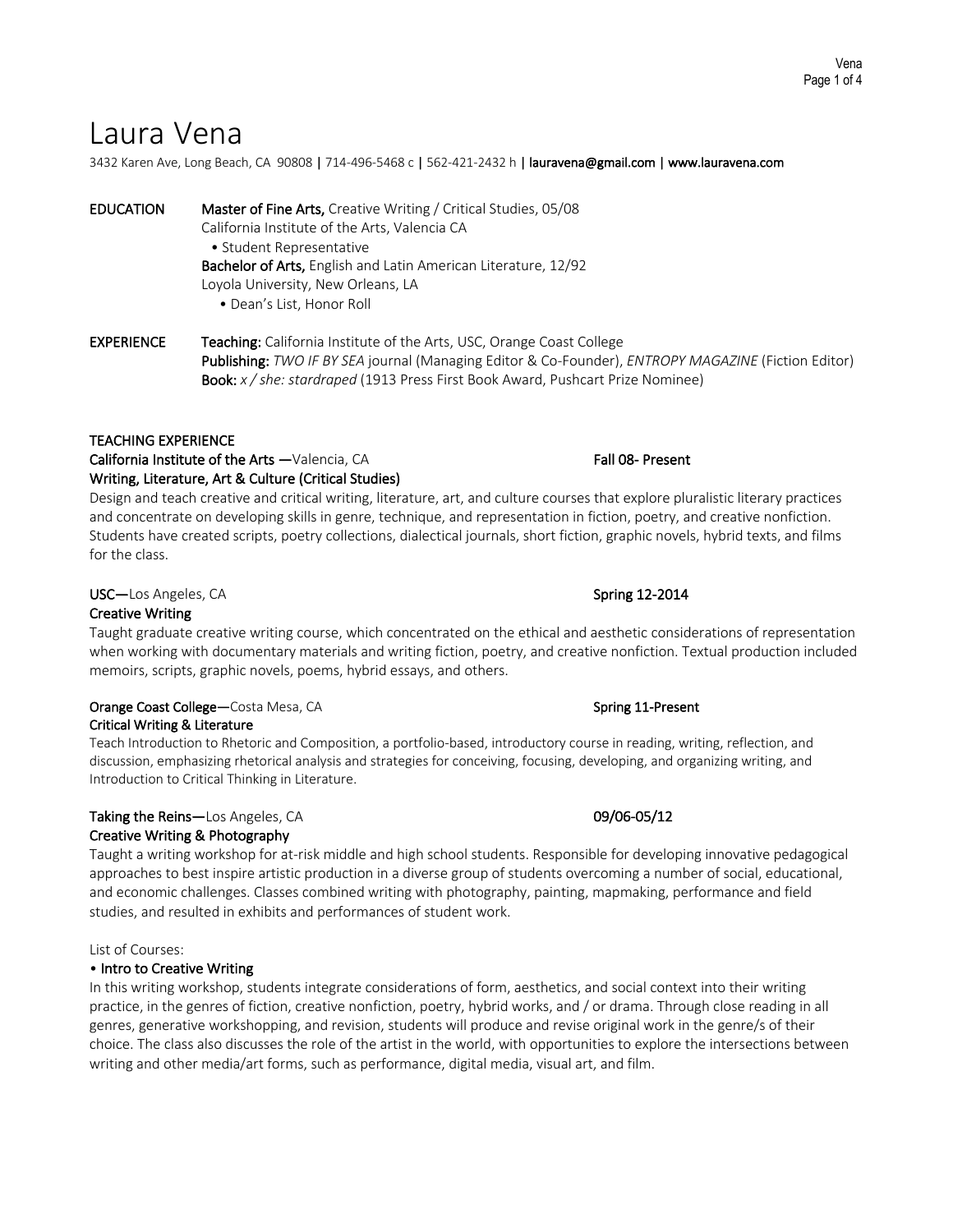# Laura Vena

3432 Karen Ave, Long Beach, CA 90808 | 714-496-5468 c | 562-421-2432 h | lauravena@gmail.com | www.lauravena.com

## EDUCATION

**Master of Fine Arts,** Creative Writing / Critical Studies, 05/08
California Institute of the Arts, Valencia CA
- Student Representative

**Bachelor of Arts,** English and Latin American Literature, 12/92
Loyola University, New Orleans, LA
- Dean's List, Honor Roll

## EXPERIENCE

**Teaching:** California Institute of the Arts, USC, Orange Coast College
**Publishing:** *TWO IF BY SEA* journal (Managing Editor & Co-Founder), *ENTROPY MAGAZINE* (Fiction Editor)
**Book:** *x / she: stardraped* (1913 Press First Book Award, Pushcart Prize Nominee)

## TEACHING EXPERIENCE

**California Institute of the Arts —**Valencia, CA **Fall 08- Present**
**Writing, Literature, Art & Culture (Critical Studies)**
Design and teach creative and critical writing, literature, art, and culture courses that explore pluralistic literary practices and concentrate on developing skills in genre, technique, and representation in fiction, poetry, and creative nonfiction. Students have created scripts, poetry collections, dialectical journals, short fiction, graphic novels, hybrid texts, and films for the class.

**USC—**Los Angeles, CA **Spring 12-2014**
**Creative Writing**
Taught graduate creative writing course, which concentrated on the ethical and aesthetic considerations of representation when working with documentary materials and writing fiction, poetry, and creative nonfiction. Textual production included memoirs, scripts, graphic novels, poems, hybrid essays, and others.

**Orange Coast College—**Costa Mesa, CA **Spring 11-Present**
**Critical Writing & Literature**
Teach Introduction to Rhetoric and Composition, a portfolio-based, introductory course in reading, writing, reflection, and discussion, emphasizing rhetorical analysis and strategies for conceiving, focusing, developing, and organizing writing, and Introduction to Critical Thinking in Literature.

**Taking the Reins—**Los Angeles, CA **09/06-05/12**
**Creative Writing & Photography**
Taught a writing workshop for at-risk middle and high school students. Responsible for developing innovative pedagogical approaches to best inspire artistic production in a diverse group of students overcoming a number of social, educational, and economic challenges. Classes combined writing with photography, painting, mapmaking, performance and field studies, and resulted in exhibits and performances of student work.

List of Courses:

**• Intro to Creative Writing**
In this writing workshop, students integrate considerations of form, aesthetics, and social context into their writing practice, in the genres of fiction, creative nonfiction, poetry, hybrid works, and / or drama. Through close reading in all genres, generative workshopping, and revision, students will produce and revise original work in the genre/s of their choice. The class also discusses the role of the artist in the world, with opportunities to explore the intersections between writing and other media/art forms, such as performance, digital media, visual art, and film.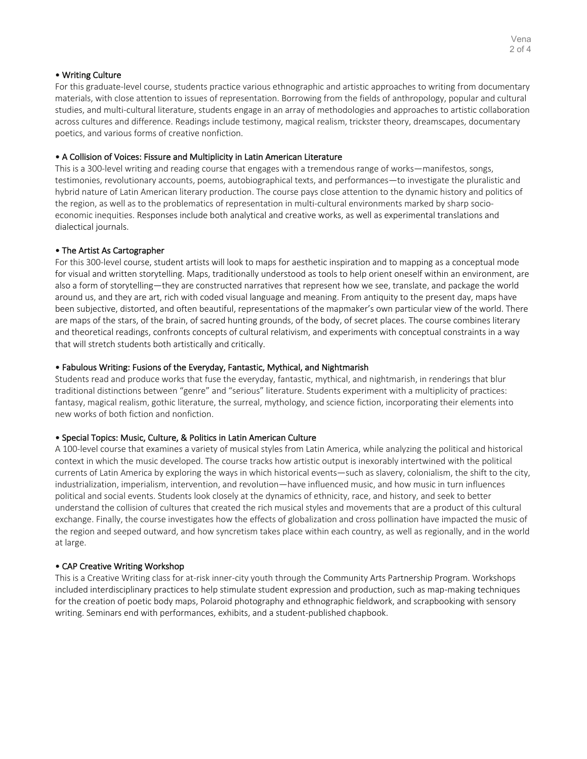• **Writing Culture**

For this graduate-level course, students practice various ethnographic and artistic approaches to writing from documentary materials, with close attention to issues of representation. Borrowing from the fields of anthropology, popular and cultural studies, and multi-cultural literature, students engage in an array of methodologies and approaches to artistic collaboration across cultures and difference. Readings include testimony, magical realism, trickster theory, dreamscapes, documentary poetics, and various forms of creative nonfiction.

• **A Collision of Voices: Fissure and Multiplicity in Latin American Literature**

This is a 300-level writing and reading course that engages with a tremendous range of works—manifestos, songs, testimonies, revolutionary accounts, poems, autobiographical texts, and performances—to investigate the pluralistic and hybrid nature of Latin American literary production. The course pays close attention to the dynamic history and politics of the region, as well as to the problematics of representation in multi-cultural environments marked by sharp socio-economic inequities. Responses include both analytical and creative works, as well as experimental translations and dialectical journals.

• **The Artist As Cartographer**

For this 300-level course, student artists will look to maps for aesthetic inspiration and to mapping as a conceptual mode for visual and written storytelling. Maps, traditionally understood as tools to help orient oneself within an environment, are also a form of storytelling—they are constructed narratives that represent how we see, translate, and package the world around us, and they are art, rich with coded visual language and meaning. From antiquity to the present day, maps have been subjective, distorted, and often beautiful, representations of the mapmaker's own particular view of the world. There are maps of the stars, of the brain, of sacred hunting grounds, of the body, of secret places. The course combines literary and theoretical readings, confronts concepts of cultural relativism, and experiments with conceptual constraints in a way that will stretch students both artistically and critically.

• **Fabulous Writing: Fusions of the Everyday, Fantastic, Mythical, and Nightmarish**

Students read and produce works that fuse the everyday, fantastic, mythical, and nightmarish, in renderings that blur traditional distinctions between "genre" and "serious" literature. Students experiment with a multiplicity of practices: fantasy, magical realism, gothic literature, the surreal, mythology, and science fiction, incorporating their elements into new works of both fiction and nonfiction.

• **Special Topics: Music, Culture, & Politics in Latin American Culture**

A 100-level course that examines a variety of musical styles from Latin America, while analyzing the political and historical context in which the music developed. The course tracks how artistic output is inexorably intertwined with the political currents of Latin America by exploring the ways in which historical events—such as slavery, colonialism, the shift to the city, industrialization, imperialism, intervention, and revolution—have influenced music, and how music in turn influences political and social events. Students look closely at the dynamics of ethnicity, race, and history, and seek to better understand the collision of cultures that created the rich musical styles and movements that are a product of this cultural exchange. Finally, the course investigates how the effects of globalization and cross pollination have impacted the music of the region and seeped outward, and how syncretism takes place within each country, as well as regionally, and in the world at large.

• **CAP Creative Writing Workshop**

This is a Creative Writing class for at-risk inner-city youth through the Community Arts Partnership Program. Workshops included interdisciplinary practices to help stimulate student expression and production, such as map-making techniques for the creation of poetic body maps, Polaroid photography and ethnographic fieldwork, and scrapbooking with sensory writing. Seminars end with performances, exhibits, and a student-published chapbook.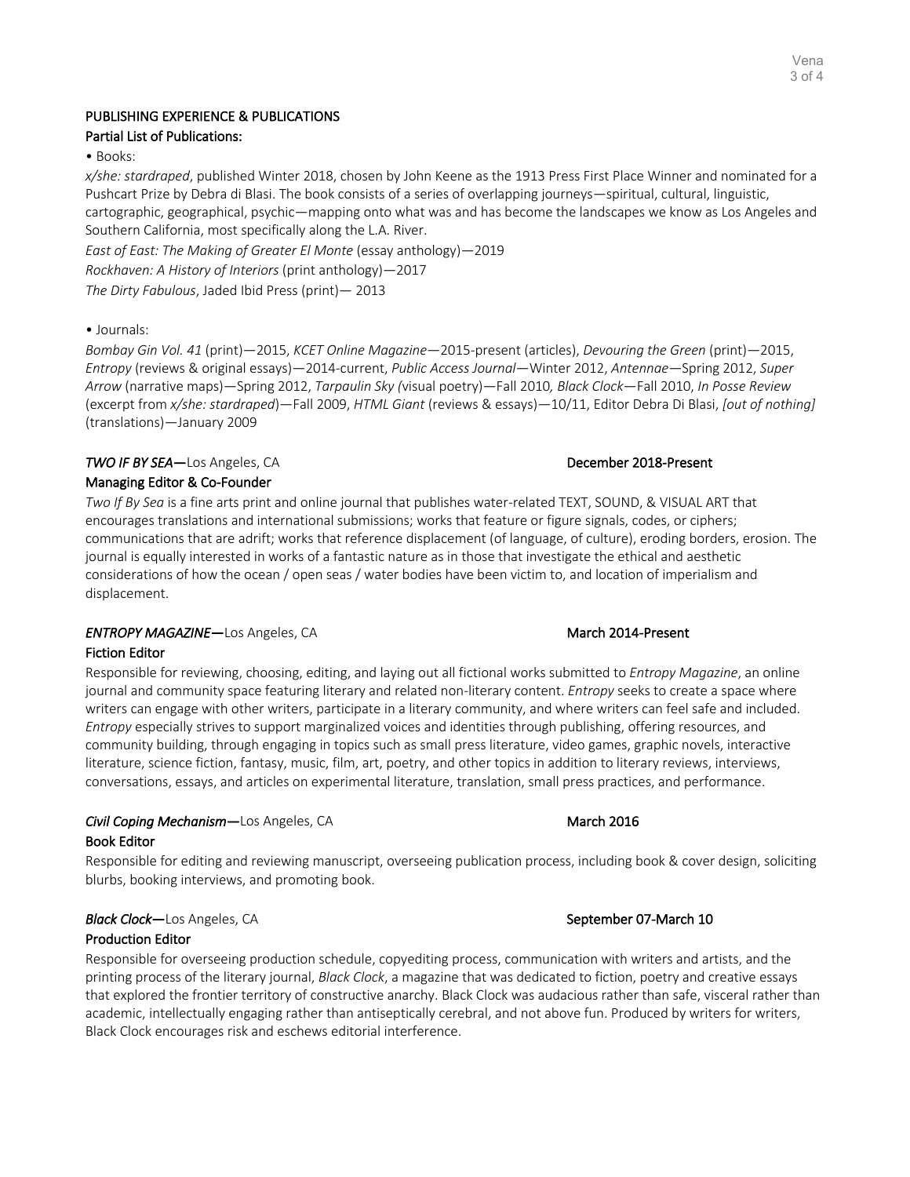**PUBLISHING EXPERIENCE & PUBLICATIONS**

**Partial List of Publications:**

• Books:

*x/she: stardraped*, published Winter 2018, chosen by John Keene as the 1913 Press First Place Winner and nominated for a Pushcart Prize by Debra di Blasi. The book consists of a series of overlapping journeys—spiritual, cultural, linguistic, cartographic, geographical, psychic—mapping onto what was and has become the landscapes we know as Los Angeles and Southern California, most specifically along the L.A. River.

*East of East: The Making of Greater El Monte* (essay anthology)—2019

*Rockhaven: A History of Interiors* (print anthology)—2017

*The Dirty Fabulous*, Jaded Ibid Press (print)— 2013

• Journals:

*Bombay Gin Vol. 41* (print)—2015, *KCET Online Magazine*—2015-present (articles), *Devouring the Green* (print)—2015, *Entropy* (reviews & original essays)—2014-current, *Public Access Journal*—Winter 2012, *Antennae*—Spring 2012, *Super Arrow* (narrative maps)—Spring 2012, *Tarpaulin Sky (*visual poetry)—Fall 2010*, Black Clock*—Fall 2010, *In Posse Review* (excerpt from *x/she: stardraped*)—Fall 2009, *HTML Giant* (reviews & essays)—10/11, Editor Debra Di Blasi, *[out of nothing]* (translations)—January 2009

***TWO IF BY SEA*—**Los Angeles, CA **December 2018-Present**

**Managing Editor & Co-Founder**

*Two If By Sea* is a fine arts print and online journal that publishes water-related TEXT, SOUND, & VISUAL ART that encourages translations and international submissions; works that feature or figure signals, codes, or ciphers; communications that are adrift; works that reference displacement (of language, of culture), eroding borders, erosion. The journal is equally interested in works of a fantastic nature as in those that investigate the ethical and aesthetic considerations of how the ocean / open seas / water bodies have been victim to, and location of imperialism and displacement.

***ENTROPY MAGAZINE*—**Los Angeles, CA **March 2014-Present**

**Fiction Editor**

Responsible for reviewing, choosing, editing, and laying out all fictional works submitted to *Entropy Magazine*, an online journal and community space featuring literary and related non-literary content. *Entropy* seeks to create a space where writers can engage with other writers, participate in a literary community, and where writers can feel safe and included. *Entropy* especially strives to support marginalized voices and identities through publishing, offering resources, and community building, through engaging in topics such as small press literature, video games, graphic novels, interactive literature, science fiction, fantasy, music, film, art, poetry, and other topics in addition to literary reviews, interviews, conversations, essays, and articles on experimental literature, translation, small press practices, and performance.

***Civil Coping Mechanism*—**Los Angeles, CA **March 2016**

**Book Editor**

Responsible for editing and reviewing manuscript, overseeing publication process, including book & cover design, soliciting blurbs, booking interviews, and promoting book.

***Black Clock*—**Los Angeles, CA **September 07-March 10**

**Production Editor**

Responsible for overseeing production schedule, copyediting process, communication with writers and artists, and the printing process of the literary journal, *Black Clock*, a magazine that was dedicated to fiction, poetry and creative essays that explored the frontier territory of constructive anarchy. Black Clock was audacious rather than safe, visceral rather than academic, intellectually engaging rather than antiseptically cerebral, and not above fun. Produced by writers for writers, Black Clock encourages risk and eschews editorial interference.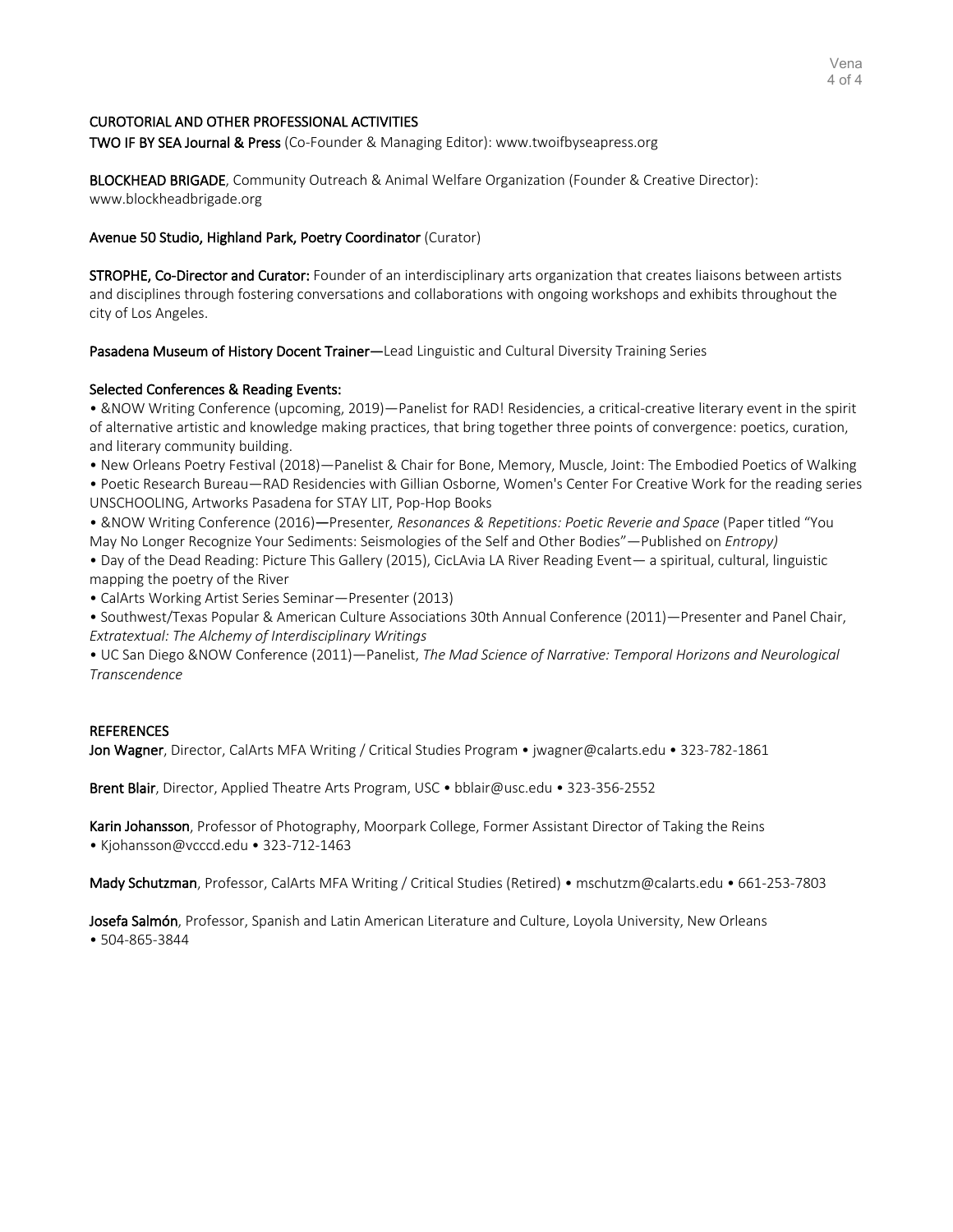## CUROTORIAL AND OTHER PROFESSIONAL ACTIVITIES

**TWO IF BY SEA Journal & Press** (Co-Founder & Managing Editor): www.twoifbyseapress.org

**BLOCKHEAD BRIGADE**, Community Outreach & Animal Welfare Organization (Founder & Creative Director): www.blockheadbrigade.org

**Avenue 50 Studio, Highland Park, Poetry Coordinator** (Curator)

**STROPHE, Co-Director and Curator:** Founder of an interdisciplinary arts organization that creates liaisons between artists and disciplines through fostering conversations and collaborations with ongoing workshops and exhibits throughout the city of Los Angeles.

**Pasadena Museum of History Docent Trainer—**Lead Linguistic and Cultural Diversity Training Series

### Selected Conferences & Reading Events:

- &NOW Writing Conference (upcoming, 2019)—Panelist for RAD! Residencies, a critical-creative literary event in the spirit of alternative artistic and knowledge making practices, that bring together three points of convergence: poetics, curation, and literary community building.
- New Orleans Poetry Festival (2018)—Panelist & Chair for Bone, Memory, Muscle, Joint: The Embodied Poetics of Walking
- Poetic Research Bureau—RAD Residencies with Gillian Osborne, Women's Center For Creative Work for the reading series UNSCHOOLING, Artworks Pasadena for STAY LIT, Pop-Hop Books
- &NOW Writing Conference (2016)—Presenter, *Resonances & Repetitions: Poetic Reverie and Space* (Paper titled "You May No Longer Recognize Your Sediments: Seismologies of the Self and Other Bodies"—Published on *Entropy)*
- Day of the Dead Reading: Picture This Gallery (2015), CicLAvia LA River Reading Event— a spiritual, cultural, linguistic mapping the poetry of the River
- CalArts Working Artist Series Seminar—Presenter (2013)
- Southwest/Texas Popular & American Culture Associations 30th Annual Conference (2011)—Presenter and Panel Chair, *Extratextual: The Alchemy of Interdisciplinary Writings*
- UC San Diego &NOW Conference (2011)—Panelist, *The Mad Science of Narrative: Temporal Horizons and Neurological Transcendence*

## REFERENCES

**Jon Wagner**, Director, CalArts MFA Writing / Critical Studies Program • jwagner@calarts.edu • 323-782-1861

**Brent Blair**, Director, Applied Theatre Arts Program, USC • bblair@usc.edu • 323-356-2552

**Karin Johansson**, Professor of Photography, Moorpark College, Former Assistant Director of Taking the Reins
• Kjohansson@vcccd.edu • 323-712-1463

**Mady Schutzman**, Professor, CalArts MFA Writing / Critical Studies (Retired) • mschutzm@calarts.edu • 661-253-7803

**Josefa Salmón**, Professor, Spanish and Latin American Literature and Culture, Loyola University, New Orleans
• 504-865-3844